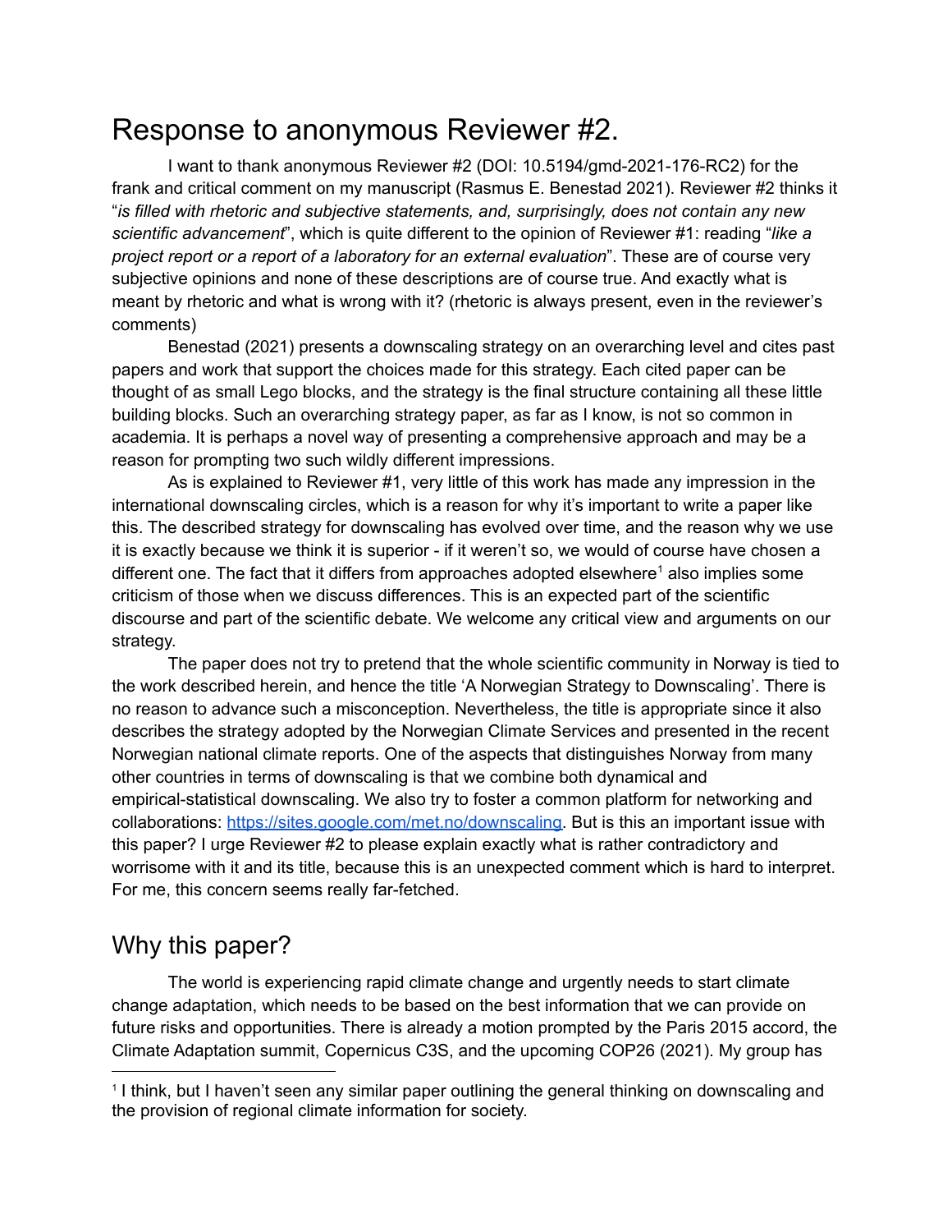# Response to anonymous Reviewer #2.

I want to thank anonymous Reviewer #2 (DOI: 10.5194/gmd-2021-176-RC2) for the frank and critical comment on my manuscript (Rasmus E. Benestad 2021). Reviewer #2 thinks it "*is filled with rhetoric and subjective statements, and, surprisingly, does not contain any new scientific advancement*", which is quite different to the opinion of Reviewer #1: reading "*like a project report or a report of a laboratory for an external evaluation*". These are of course very subjective opinions and none of these descriptions are of course true. And exactly what is meant by rhetoric and what is wrong with it? (rhetoric is always present, even in the reviewer's comments)

Benestad (2021) presents a downscaling strategy on an overarching level and cites past papers and work that support the choices made for this strategy. Each cited paper can be thought of as small Lego blocks, and the strategy is the final structure containing all these little building blocks. Such an overarching strategy paper, as far as I know, is not so common in academia. It is perhaps a novel way of presenting a comprehensive approach and may be a reason for prompting two such wildly different impressions.

As is explained to Reviewer #1, very little of this work has made any impression in the international downscaling circles, which is a reason for why it's important to write a paper like this. The described strategy for downscaling has evolved over time, and the reason why we use it is exactly because we think it is superior - if it weren't so, we would of course have chosen a different one. The fact that it differs from approaches adopted elsewhere[1] also implies some criticism of those when we discuss differences. This is an expected part of the scientific discourse and part of the scientific debate. We welcome any critical view and arguments on our strategy.

The paper does not try to pretend that the whole scientific community in Norway is tied to the work described herein, and hence the title 'A Norwegian Strategy to Downscaling'. There is no reason to advance such a misconception. Nevertheless, the title is appropriate since it also describes the strategy adopted by the Norwegian Climate Services and presented in the recent Norwegian national climate reports. One of the aspects that distinguishes Norway from many other countries in terms of downscaling is that we combine both dynamical and empirical-statistical downscaling. We also try to foster a common platform for networking and collaborations: https://sites.google.com/met.no/downscaling. But is this an important issue with this paper? I urge Reviewer #2 to please explain exactly what is rather contradictory and worrisome with it and its title, because this is an unexpected comment which is hard to interpret. For me, this concern seems really far-fetched.

## Why this paper?

The world is experiencing rapid climate change and urgently needs to start climate change adaptation, which needs to be based on the best information that we can provide on future risks and opportunities. There is already a motion prompted by the Paris 2015 accord, the Climate Adaptation summit, Copernicus C3S, and the upcoming COP26 (2021). My group has

[1] I think, but I haven't seen any similar paper outlining the general thinking on downscaling and the provision of regional climate information for society.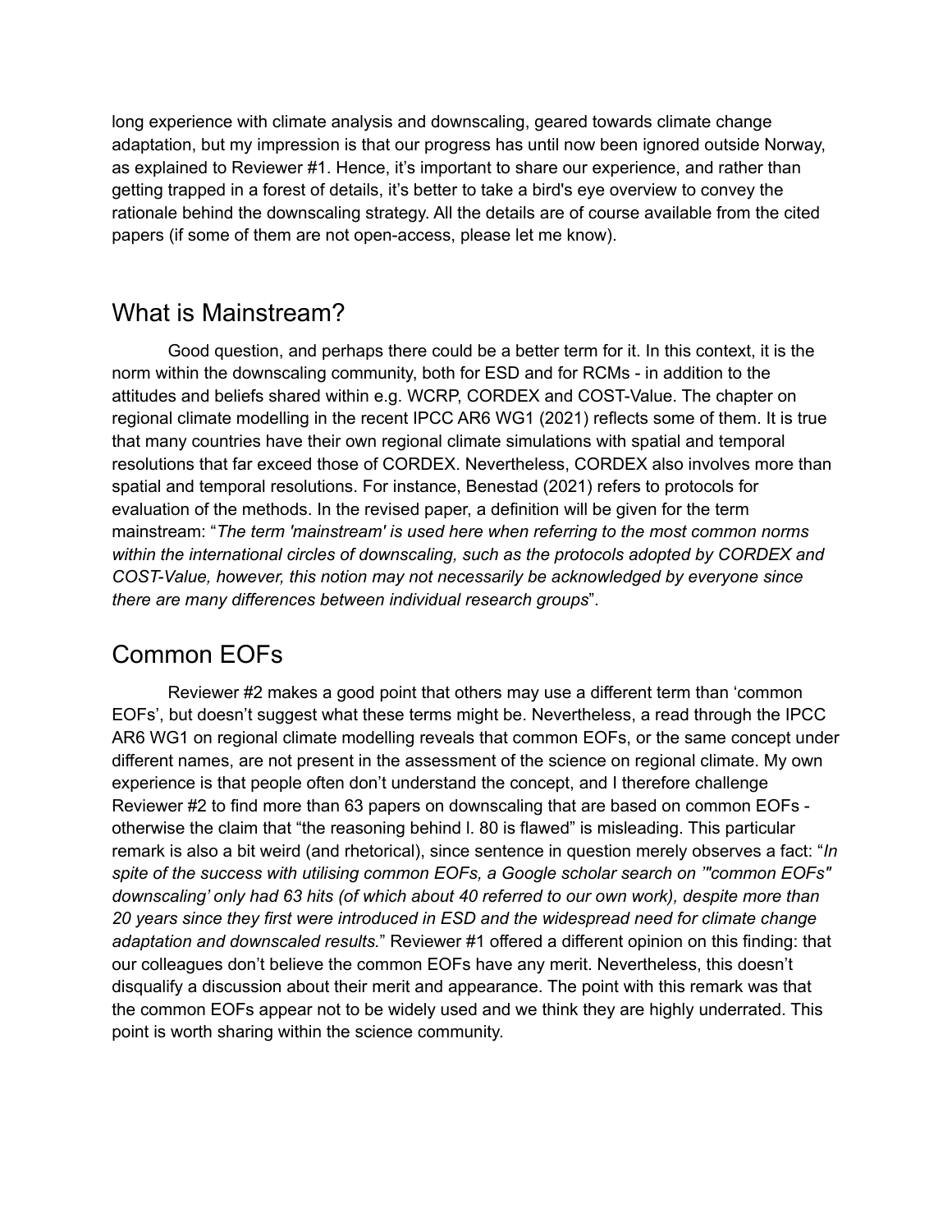long experience with climate analysis and downscaling, geared towards climate change adaptation, but my impression is that our progress has until now been ignored outside Norway, as explained to Reviewer #1. Hence, it's important to share our experience, and rather than getting trapped in a forest of details, it's better to take a bird's eye overview to convey the rationale behind the downscaling strategy. All the details are of course available from the cited papers (if some of them are not open-access, please let me know).

## What is Mainstream?

Good question, and perhaps there could be a better term for it. In this context, it is the norm within the downscaling community, both for ESD and for RCMs - in addition to the attitudes and beliefs shared within e.g. WCRP, CORDEX and COST-Value. The chapter on regional climate modelling in the recent IPCC AR6 WG1 (2021) reflects some of them. It is true that many countries have their own regional climate simulations with spatial and temporal resolutions that far exceed those of CORDEX. Nevertheless, CORDEX also involves more than spatial and temporal resolutions. For instance, Benestad (2021) refers to protocols for evaluation of the methods. In the revised paper, a definition will be given for the term mainstream: "*The term 'mainstream' is used here when referring to the most common norms within the international circles of downscaling, such as the protocols adopted by CORDEX and COST-Value, however, this notion may not necessarily be acknowledged by everyone since there are many differences between individual research groups*".

## Common EOFs

Reviewer #2 makes a good point that others may use a different term than 'common EOFs', but doesn't suggest what these terms might be. Nevertheless, a read through the IPCC AR6 WG1 on regional climate modelling reveals that common EOFs, or the same concept under different names, are not present in the assessment of the science on regional climate. My own experience is that people often don't understand the concept, and I therefore challenge Reviewer #2 to find more than 63 papers on downscaling that are based on common EOFs - otherwise the claim that "the reasoning behind l. 80 is flawed" is misleading. This particular remark is also a bit weird (and rhetorical), since sentence in question merely observes a fact: "*In spite of the success with utilising common EOFs, a Google scholar search on '"common EOFs" downscaling' only had 63 hits (of which about 40 referred to our own work), despite more than 20 years since they first were introduced in ESD and the widespread need for climate change adaptation and downscaled results.*" Reviewer #1 offered a different opinion on this finding: that our colleagues don't believe the common EOFs have any merit. Nevertheless, this doesn't disqualify a discussion about their merit and appearance. The point with this remark was that the common EOFs appear not to be widely used and we think they are highly underrated. This point is worth sharing within the science community.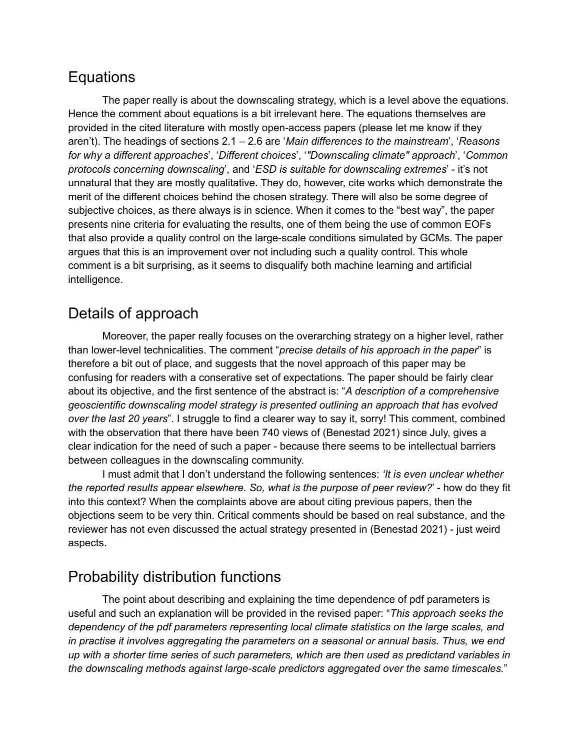## Equations

The paper really is about the downscaling strategy, which is a level above the equations. Hence the comment about equations is a bit irrelevant here. The equations themselves are provided in the cited literature with mostly open-access papers (please let me know if they aren't). The headings of sections 2.1 – 2.6 are '*Main differences to the mainstream*', '*Reasons for why a different approaches*', '*Different choices*', '*"Downscaling climate" approach*', '*Common protocols concerning downscaling*', and '*ESD is suitable for downscaling extremes*' - it's not unnatural that they are mostly qualitative. They do, however, cite works which demonstrate the merit of the different choices behind the chosen strategy. There will also be some degree of subjective choices, as there always is in science. When it comes to the "best way", the paper presents nine criteria for evaluating the results, one of them being the use of common EOFs that also provide a quality control on the large-scale conditions simulated by GCMs. The paper argues that this is an improvement over not including such a quality control. This whole comment is a bit surprising, as it seems to disqualify both machine learning and artificial intelligence.

## Details of approach

Moreover, the paper really focuses on the overarching strategy on a higher level, rather than lower-level technicalities. The comment "*precise details of his approach in the paper*" is therefore a bit out of place, and suggests that the novel approach of this paper may be confusing for readers with a conserative set of expectations. The paper should be fairly clear about its objective, and the first sentence of the abstract is: "*A description of a comprehensive geoscientific downscaling model strategy is presented outlining an approach that has evolved over the last 20 years*". I struggle to find a clearer way to say it, sorry! This comment, combined with the observation that there have been 740 views of (Benestad 2021) since July, gives a clear indication for the need of such a paper - because there seems to be intellectual barriers between colleagues in the downscaling community.

I must admit that I don't understand the following sentences: *'It is even unclear whether the reported results appear elsewhere. So, what is the purpose of peer review?'* - how do they fit into this context? When the complaints above are about citing previous papers, then the objections seem to be very thin. Critical comments should be based on real substance, and the reviewer has not even discussed the actual strategy presented in (Benestad 2021) - just weird aspects.

## Probability distribution functions

The point about describing and explaining the time dependence of pdf parameters is useful and such an explanation will be provided in the revised paper: "*This approach seeks the dependency of the pdf parameters representing local climate statistics on the large scales, and in practise it involves aggregating the parameters on a seasonal or annual basis. Thus, we end up with a shorter time series of such parameters, which are then used as predictand variables in the downscaling methods against large-scale predictors aggregated over the same timescales.*"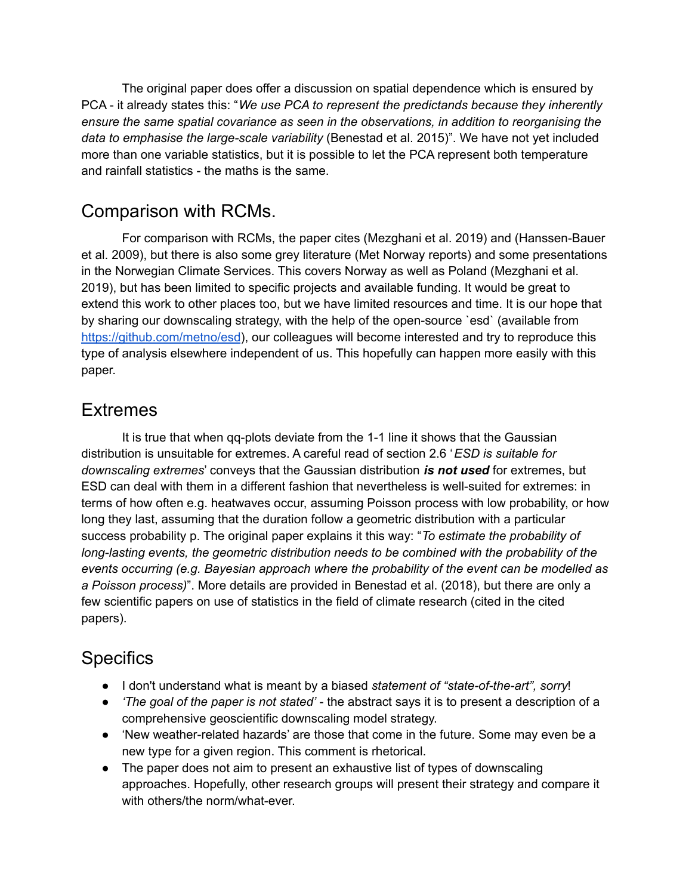The original paper does offer a discussion on spatial dependence which is ensured by PCA - it already states this: "*We use PCA to represent the predictands because they inherently ensure the same spatial covariance as seen in the observations, in addition to reorganising the data to emphasise the large-scale variability* (Benestad et al. 2015)". We have not yet included more than one variable statistics, but it is possible to let the PCA represent both temperature and rainfall statistics - the maths is the same.

## Comparison with RCMs.

For comparison with RCMs, the paper cites (Mezghani et al. 2019) and (Hanssen-Bauer et al. 2009), but there is also some grey literature (Met Norway reports) and some presentations in the Norwegian Climate Services. This covers Norway as well as Poland (Mezghani et al. 2019), but has been limited to specific projects and available funding. It would be great to extend this work to other places too, but we have limited resources and time. It is our hope that by sharing our downscaling strategy, with the help of the open-source `esd` (available from https://github.com/metno/esd), our colleagues will become interested and try to reproduce this type of analysis elsewhere independent of us. This hopefully can happen more easily with this paper.

## Extremes

It is true that when qq-plots deviate from the 1-1 line it shows that the Gaussian distribution is unsuitable for extremes. A careful read of section 2.6 '*ESD is suitable for downscaling extremes*' conveys that the Gaussian distribution ***is not used*** for extremes, but ESD can deal with them in a different fashion that nevertheless is well-suited for extremes: in terms of how often e.g. heatwaves occur, assuming Poisson process with low probability, or how long they last, assuming that the duration follow a geometric distribution with a particular success probability p. The original paper explains it this way: "*To estimate the probability of long-lasting events, the geometric distribution needs to be combined with the probability of the events occurring (e.g. Bayesian approach where the probability of the event can be modelled as a Poisson process)*". More details are provided in Benestad et al. (2018), but there are only a few scientific papers on use of statistics in the field of climate research (cited in the cited papers).

## Specifics

- I don't understand what is meant by a biased *statement of "state-of-the-art", sorry*!
- *'The goal of the paper is not stated'* - the abstract says it is to present a description of a comprehensive geoscientific downscaling model strategy.
- 'New weather-related hazards' are those that come in the future. Some may even be a new type for a given region. This comment is rhetorical.
- The paper does not aim to present an exhaustive list of types of downscaling approaches. Hopefully, other research groups will present their strategy and compare it with others/the norm/what-ever.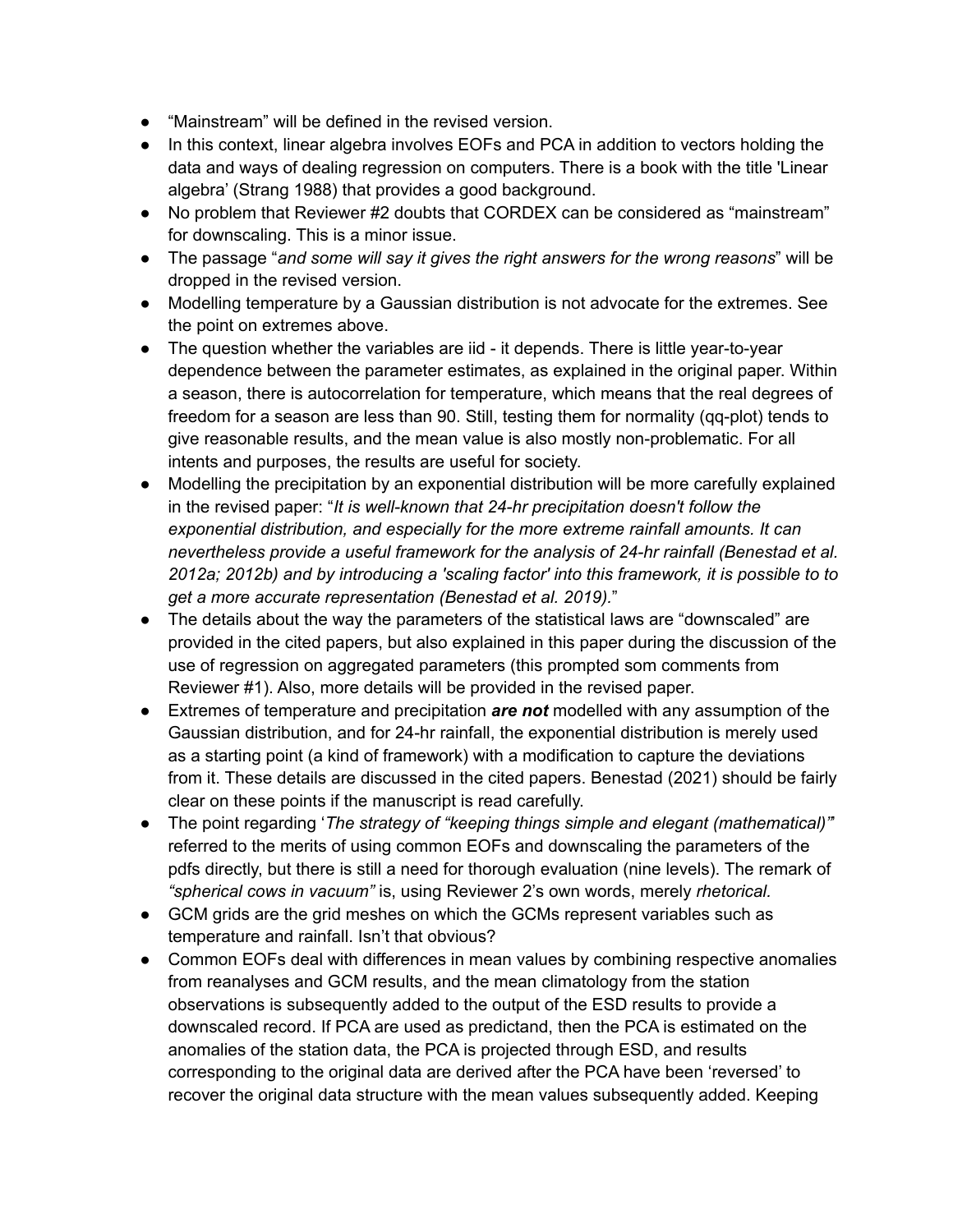- “Mainstream” will be defined in the revised version.
- In this context, linear algebra involves EOFs and PCA in addition to vectors holding the data and ways of dealing regression on computers. There is a book with the title 'Linear algebra’ (Strang 1988) that provides a good background.
- No problem that Reviewer #2 doubts that CORDEX can be considered as “mainstream” for downscaling. This is a minor issue.
- The passage “*and some will say it gives the right answers for the wrong reasons*” will be dropped in the revised version.
- Modelling temperature by a Gaussian distribution is not advocate for the extremes. See the point on extremes above.
- The question whether the variables are iid - it depends. There is little year-to-year dependence between the parameter estimates, as explained in the original paper. Within a season, there is autocorrelation for temperature, which means that the real degrees of freedom for a season are less than 90. Still, testing them for normality (qq-plot) tends to give reasonable results, and the mean value is also mostly non-problematic. For all intents and purposes, the results are useful for society.
- Modelling the precipitation by an exponential distribution will be more carefully explained in the revised paper: “*It is well-known that 24-hr precipitation doesn't follow the exponential distribution, and especially for the more extreme rainfall amounts. It can nevertheless provide a useful framework for the analysis of 24-hr rainfall (Benestad et al. 2012a; 2012b) and by introducing a 'scaling factor' into this framework, it is possible to to get a more accurate representation (Benestad et al. 2019).*”
- The details about the way the parameters of the statistical laws are “downscaled” are provided in the cited papers, but also explained in this paper during the discussion of the use of regression on aggregated parameters (this prompted som comments from Reviewer #1). Also, more details will be provided in the revised paper.
- Extremes of temperature and precipitation ***are not*** modelled with any assumption of the Gaussian distribution, and for 24-hr rainfall, the exponential distribution is merely used as a starting point (a kind of framework) with a modification to capture the deviations from it. These details are discussed in the cited papers. Benestad (2021) should be fairly clear on these points if the manuscript is read carefully.
- The point regarding ‘*The strategy of “keeping things simple and elegant (mathematical)”*’ referred to the merits of using common EOFs and downscaling the parameters of the pdfs directly, but there is still a need for thorough evaluation (nine levels). The remark of *“spherical cows in vacuum”* is, using Reviewer 2’s own words, merely *rhetorical.*
- GCM grids are the grid meshes on which the GCMs represent variables such as temperature and rainfall. Isn’t that obvious?
- Common EOFs deal with differences in mean values by combining respective anomalies from reanalyses and GCM results, and the mean climatology from the station observations is subsequently added to the output of the ESD results to provide a downscaled record. If PCA are used as predictand, then the PCA is estimated on the anomalies of the station data, the PCA is projected through ESD, and results corresponding to the original data are derived after the PCA have been ‘reversed’ to recover the original data structure with the mean values subsequently added. Keeping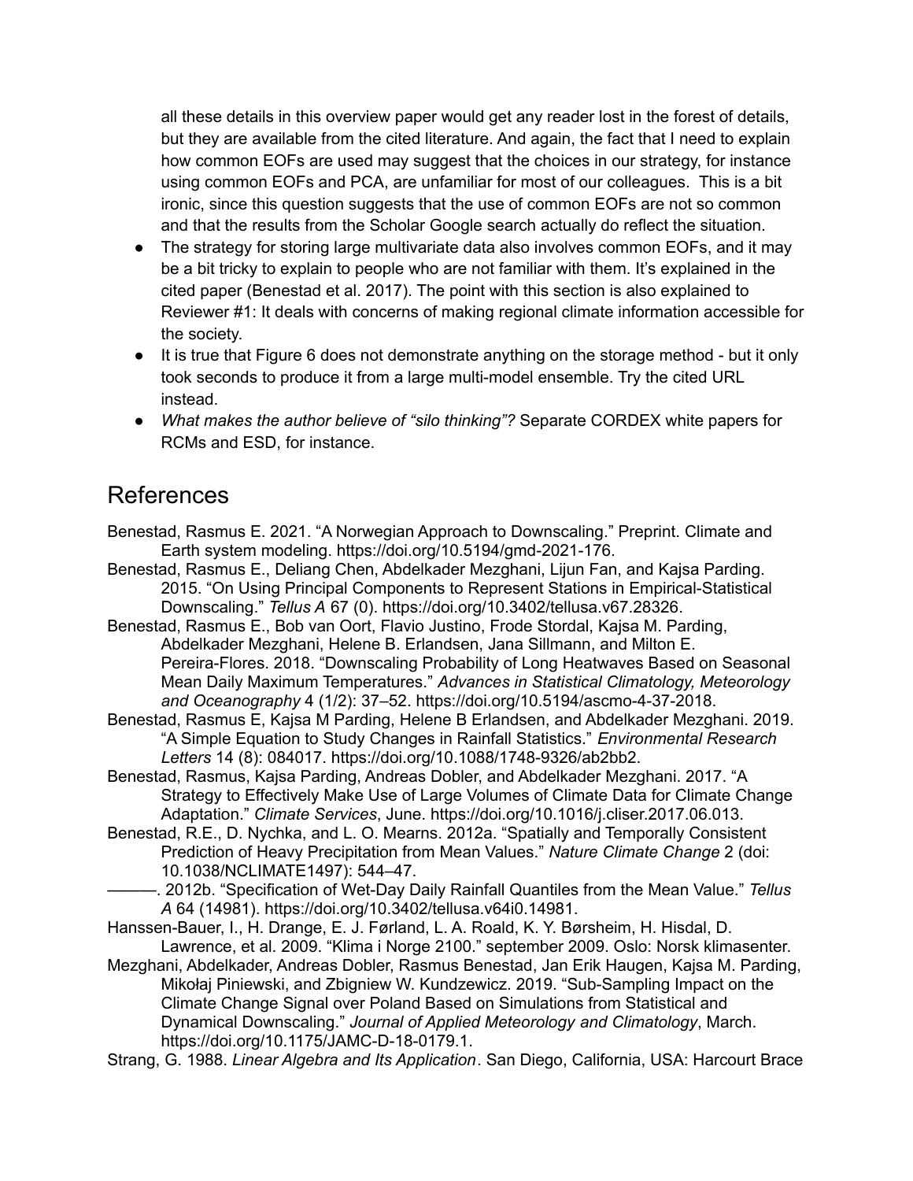all these details in this overview paper would get any reader lost in the forest of details, but they are available from the cited literature. And again, the fact that I need to explain how common EOFs are used may suggest that the choices in our strategy, for instance using common EOFs and PCA, are unfamiliar for most of our colleagues. This is a bit ironic, since this question suggests that the use of common EOFs are not so common and that the results from the Scholar Google search actually do reflect the situation.

- The strategy for storing large multivariate data also involves common EOFs, and it may be a bit tricky to explain to people who are not familiar with them. It's explained in the cited paper (Benestad et al. 2017). The point with this section is also explained to Reviewer #1: It deals with concerns of making regional climate information accessible for the society.
- It is true that Figure 6 does not demonstrate anything on the storage method - but it only took seconds to produce it from a large multi-model ensemble. Try the cited URL instead.
- *What makes the author believe of "silo thinking"?* Separate CORDEX white papers for RCMs and ESD, for instance.

## References

Benestad, Rasmus E. 2021. "A Norwegian Approach to Downscaling." Preprint. Climate and Earth system modeling. https://doi.org/10.5194/gmd-2021-176.

Benestad, Rasmus E., Deliang Chen, Abdelkader Mezghani, Lijun Fan, and Kajsa Parding. 2015. "On Using Principal Components to Represent Stations in Empirical-Statistical Downscaling." *Tellus A* 67 (0). https://doi.org/10.3402/tellusa.v67.28326.

Benestad, Rasmus E., Bob van Oort, Flavio Justino, Frode Stordal, Kajsa M. Parding, Abdelkader Mezghani, Helene B. Erlandsen, Jana Sillmann, and Milton E. Pereira-Flores. 2018. "Downscaling Probability of Long Heatwaves Based on Seasonal Mean Daily Maximum Temperatures." *Advances in Statistical Climatology, Meteorology and Oceanography* 4 (1/2): 37–52. https://doi.org/10.5194/ascmo-4-37-2018.

Benestad, Rasmus E, Kajsa M Parding, Helene B Erlandsen, and Abdelkader Mezghani. 2019. "A Simple Equation to Study Changes in Rainfall Statistics." *Environmental Research Letters* 14 (8): 084017. https://doi.org/10.1088/1748-9326/ab2bb2.

Benestad, Rasmus, Kajsa Parding, Andreas Dobler, and Abdelkader Mezghani. 2017. "A Strategy to Effectively Make Use of Large Volumes of Climate Data for Climate Change Adaptation." *Climate Services*, June. https://doi.org/10.1016/j.cliser.2017.06.013.

Benestad, R.E., D. Nychka, and L. O. Mearns. 2012a. "Spatially and Temporally Consistent Prediction of Heavy Precipitation from Mean Values." *Nature Climate Change* 2 (doi: 10.1038/NCLIMATE1497): 544–47.

———. 2012b. "Specification of Wet-Day Daily Rainfall Quantiles from the Mean Value." *Tellus A* 64 (14981). https://doi.org/10.3402/tellusa.v64i0.14981.

Hanssen-Bauer, I., H. Drange, E. J. Førland, L. A. Roald, K. Y. Børsheim, H. Hisdal, D. Lawrence, et al. 2009. "Klima i Norge 2100." september 2009. Oslo: Norsk klimasenter.

Mezghani, Abdelkader, Andreas Dobler, Rasmus Benestad, Jan Erik Haugen, Kajsa M. Parding, Mikołaj Piniewski, and Zbigniew W. Kundzewicz. 2019. "Sub-Sampling Impact on the Climate Change Signal over Poland Based on Simulations from Statistical and Dynamical Downscaling." *Journal of Applied Meteorology and Climatology*, March. https://doi.org/10.1175/JAMC-D-18-0179.1.

Strang, G. 1988. *Linear Algebra and Its Application*. San Diego, California, USA: Harcourt Brace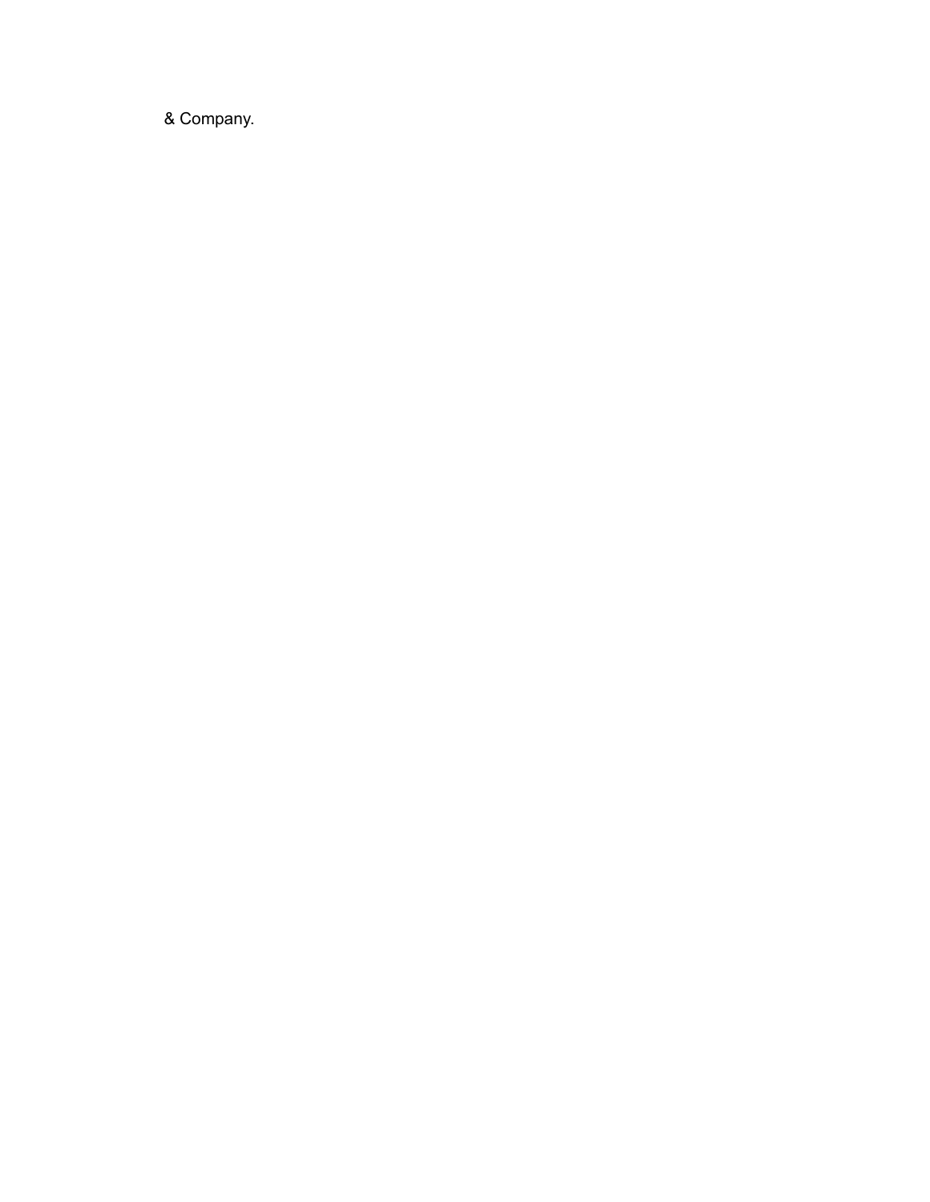& Company.